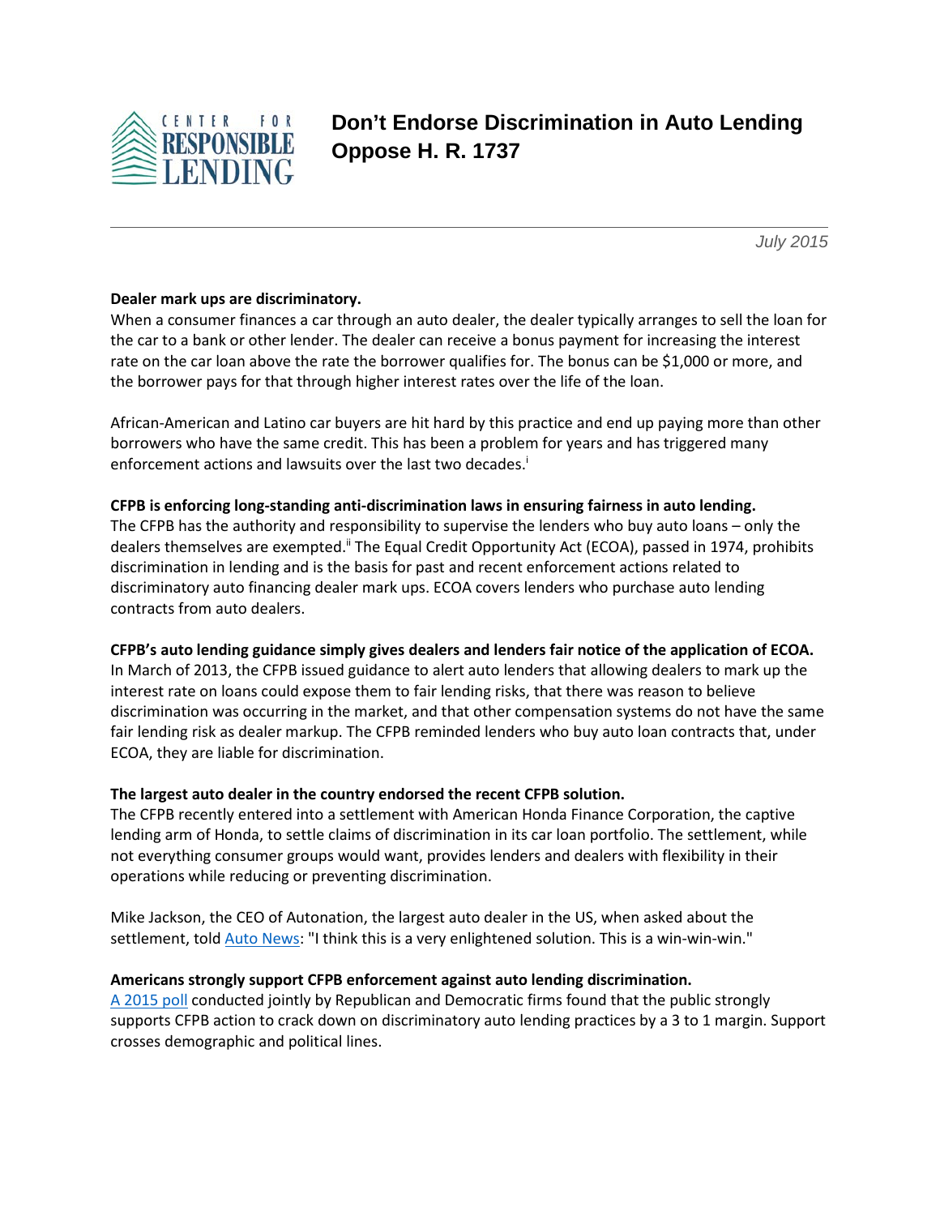CENTER FOR RESPONSIBLE LENDING

# Don't Endorse Discrimination in Auto Lending Oppose H. R. 1737

*July 2015*

**Dealer mark ups are discriminatory.**
When a consumer finances a car through an auto dealer, the dealer typically arranges to sell the loan for the car to a bank or other lender. The dealer can receive a bonus payment for increasing the interest rate on the car loan above the rate the borrower qualifies for. The bonus can be $1,000 or more, and the borrower pays for that through higher interest rates over the life of the loan.

African-American and Latino car buyers are hit hard by this practice and end up paying more than other borrowers who have the same credit. This has been a problem for years and has triggered many enforcement actions and lawsuits over the last two decades.[i]

**CFPB is enforcing long-standing anti-discrimination laws in ensuring fairness in auto lending.**
The CFPB has the authority and responsibility to supervise the lenders who buy auto loans – only the dealers themselves are exempted.[ii] The Equal Credit Opportunity Act (ECOA), passed in 1974, prohibits discrimination in lending and is the basis for past and recent enforcement actions related to discriminatory auto financing dealer mark ups. ECOA covers lenders who purchase auto lending contracts from auto dealers.

**CFPB's auto lending guidance simply gives dealers and lenders fair notice of the application of ECOA.**
In March of 2013, the CFPB issued guidance to alert auto lenders that allowing dealers to mark up the interest rate on loans could expose them to fair lending risks, that there was reason to believe discrimination was occurring in the market, and that other compensation systems do not have the same fair lending risk as dealer markup. The CFPB reminded lenders who buy auto loan contracts that, under ECOA, they are liable for discrimination.

**The largest auto dealer in the country endorsed the recent CFPB solution.**
The CFPB recently entered into a settlement with American Honda Finance Corporation, the captive lending arm of Honda, to settle claims of discrimination in its car loan portfolio. The settlement, while not everything consumer groups would want, provides lenders and dealers with flexibility in their operations while reducing or preventing discrimination.

Mike Jackson, the CEO of Autonation, the largest auto dealer in the US, when asked about the settlement, told Auto News: "I think this is a very enlightened solution. This is a win-win-win."

**Americans strongly support CFPB enforcement against auto lending discrimination.**
A 2015 poll conducted jointly by Republican and Democratic firms found that the public strongly supports CFPB action to crack down on discriminatory auto lending practices by a 3 to 1 margin. Support crosses demographic and political lines.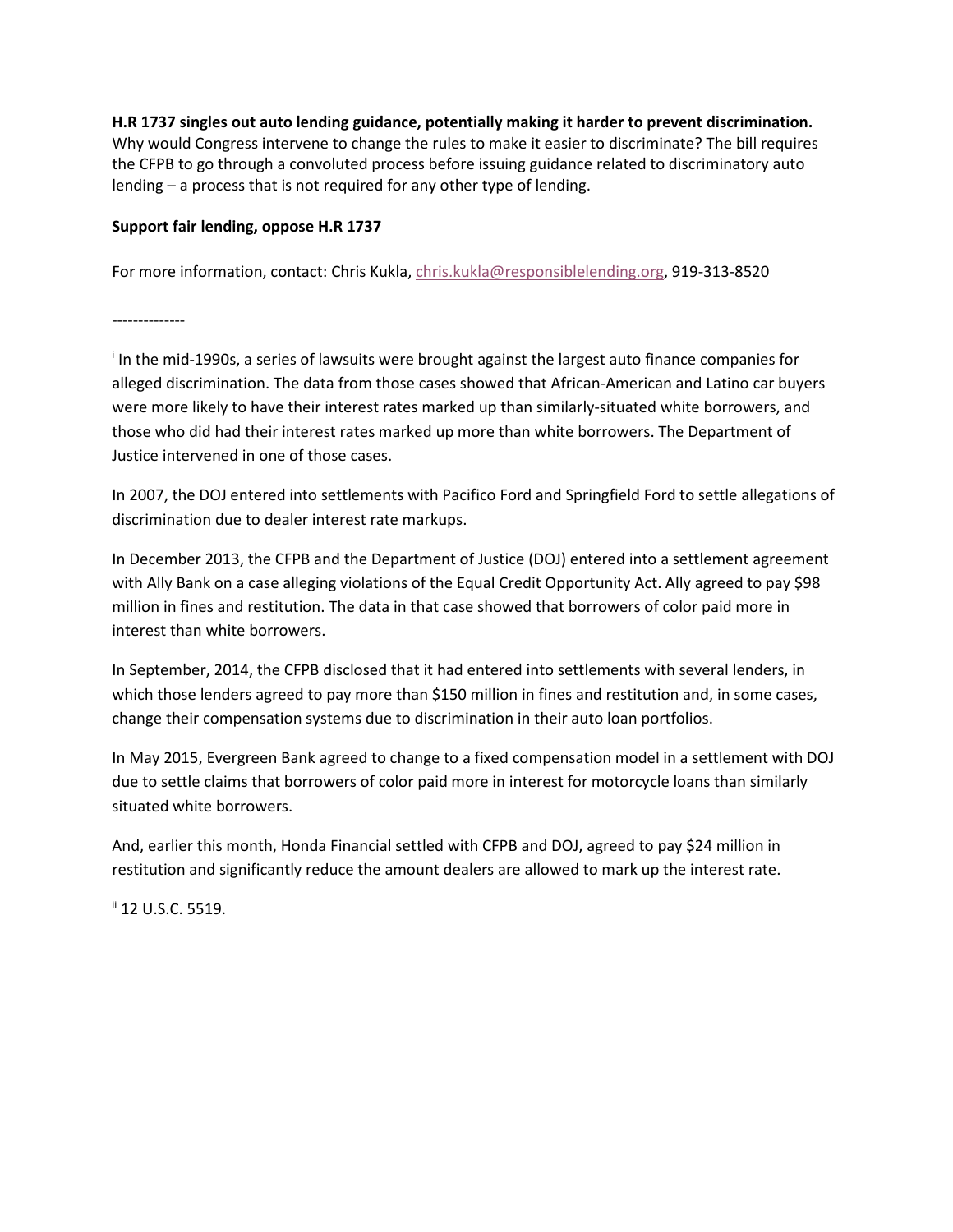**H.R 1737 singles out auto lending guidance, potentially making it harder to prevent discrimination.** Why would Congress intervene to change the rules to make it easier to discriminate? The bill requires the CFPB to go through a convoluted process before issuing guidance related to discriminatory auto lending – a process that is not required for any other type of lending.

**Support fair lending, oppose H.R 1737**

For more information, contact: Chris Kukla, chris.kukla@responsiblelending.org, 919-313-8520

--------------

[i] In the mid-1990s, a series of lawsuits were brought against the largest auto finance companies for alleged discrimination. The data from those cases showed that African-American and Latino car buyers were more likely to have their interest rates marked up than similarly-situated white borrowers, and those who did had their interest rates marked up more than white borrowers. The Department of Justice intervened in one of those cases.

In 2007, the DOJ entered into settlements with Pacifico Ford and Springfield Ford to settle allegations of discrimination due to dealer interest rate markups.

In December 2013, the CFPB and the Department of Justice (DOJ) entered into a settlement agreement with Ally Bank on a case alleging violations of the Equal Credit Opportunity Act. Ally agreed to pay $98 million in fines and restitution. The data in that case showed that borrowers of color paid more in interest than white borrowers.

In September, 2014, the CFPB disclosed that it had entered into settlements with several lenders, in which those lenders agreed to pay more than $150 million in fines and restitution and, in some cases, change their compensation systems due to discrimination in their auto loan portfolios.

In May 2015, Evergreen Bank agreed to change to a fixed compensation model in a settlement with DOJ due to settle claims that borrowers of color paid more in interest for motorcycle loans than similarly situated white borrowers.

And, earlier this month, Honda Financial settled with CFPB and DOJ, agreed to pay $24 million in restitution and significantly reduce the amount dealers are allowed to mark up the interest rate.

[ii] 12 U.S.C. 5519.